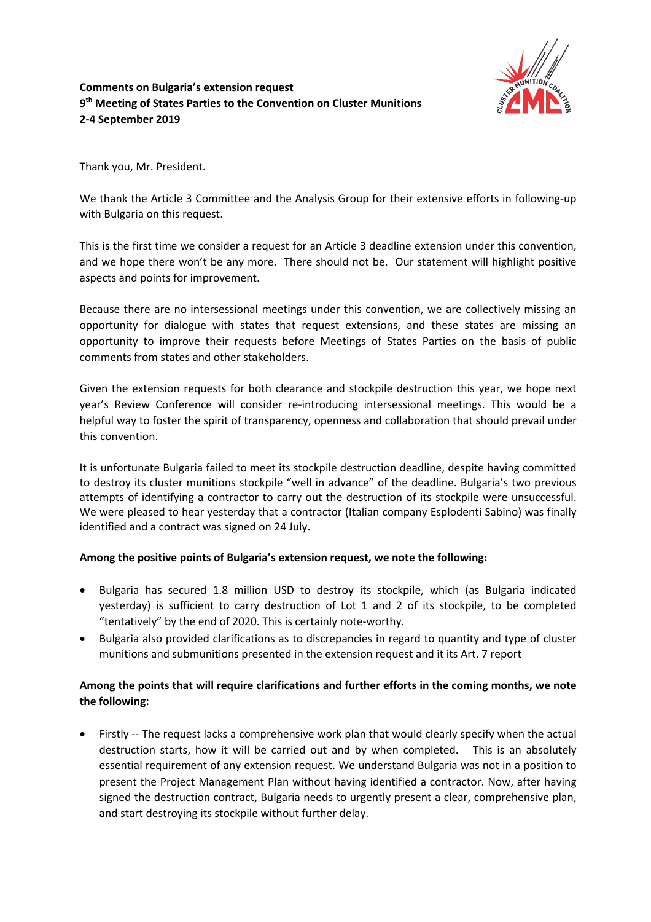**Comments on Bulgaria's extension request**
**9th Meeting of States Parties to the Convention on Cluster Munitions**
**2-4 September 2019**

Thank you, Mr. President.

We thank the Article 3 Committee and the Analysis Group for their extensive efforts in following-up with Bulgaria on this request.

This is the first time we consider a request for an Article 3 deadline extension under this convention, and we hope there won't be any more. There should not be. Our statement will highlight positive aspects and points for improvement.

Because there are no intersessional meetings under this convention, we are collectively missing an opportunity for dialogue with states that request extensions, and these states are missing an opportunity to improve their requests before Meetings of States Parties on the basis of public comments from states and other stakeholders.

Given the extension requests for both clearance and stockpile destruction this year, we hope next year's Review Conference will consider re-introducing intersessional meetings. This would be a helpful way to foster the spirit of transparency, openness and collaboration that should prevail under this convention.

It is unfortunate Bulgaria failed to meet its stockpile destruction deadline, despite having committed to destroy its cluster munitions stockpile "well in advance" of the deadline. Bulgaria's two previous attempts of identifying a contractor to carry out the destruction of its stockpile were unsuccessful. We were pleased to hear yesterday that a contractor (Italian company Esplodenti Sabino) was finally identified and a contract was signed on 24 July.

**Among the positive points of Bulgaria's extension request, we note the following:**

- Bulgaria has secured 1.8 million USD to destroy its stockpile, which (as Bulgaria indicated yesterday) is sufficient to carry destruction of Lot 1 and 2 of its stockpile, to be completed "tentatively" by the end of 2020. This is certainly note-worthy.
- Bulgaria also provided clarifications as to discrepancies in regard to quantity and type of cluster munitions and submunitions presented in the extension request and it its Art. 7 report

**Among the points that will require clarifications and further efforts in the coming months, we note the following:**

- Firstly -- The request lacks a comprehensive work plan that would clearly specify when the actual destruction starts, how it will be carried out and by when completed. This is an absolutely essential requirement of any extension request. We understand Bulgaria was not in a position to present the Project Management Plan without having identified a contractor. Now, after having signed the destruction contract, Bulgaria needs to urgently present a clear, comprehensive plan, and start destroying its stockpile without further delay.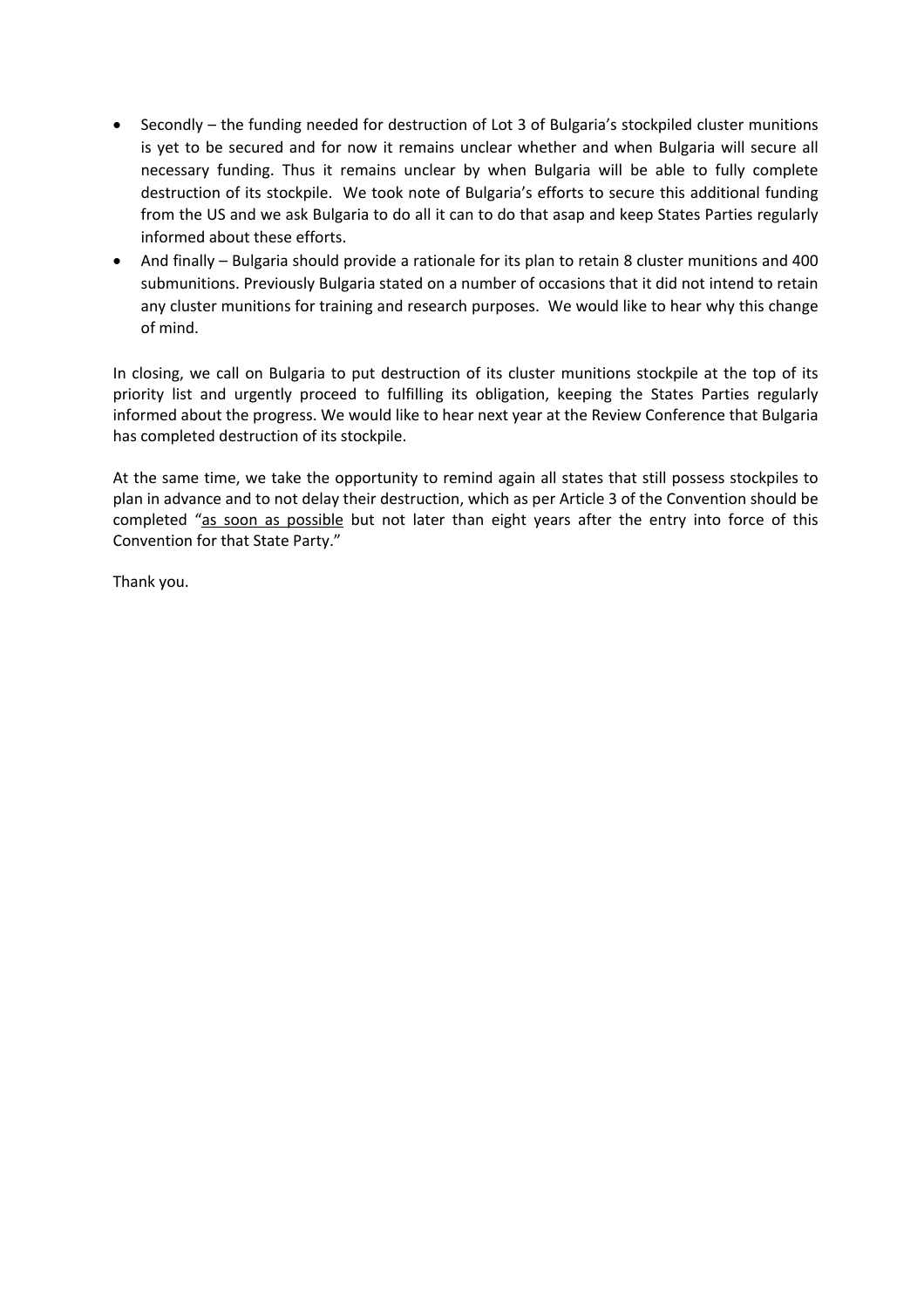- Secondly – the funding needed for destruction of Lot 3 of Bulgaria's stockpiled cluster munitions is yet to be secured and for now it remains unclear whether and when Bulgaria will secure all necessary funding. Thus it remains unclear by when Bulgaria will be able to fully complete destruction of its stockpile. We took note of Bulgaria's efforts to secure this additional funding from the US and we ask Bulgaria to do all it can to do that asap and keep States Parties regularly informed about these efforts.
- And finally – Bulgaria should provide a rationale for its plan to retain 8 cluster munitions and 400 submunitions. Previously Bulgaria stated on a number of occasions that it did not intend to retain any cluster munitions for training and research purposes. We would like to hear why this change of mind.

In closing, we call on Bulgaria to put destruction of its cluster munitions stockpile at the top of its priority list and urgently proceed to fulfilling its obligation, keeping the States Parties regularly informed about the progress. We would like to hear next year at the Review Conference that Bulgaria has completed destruction of its stockpile.

At the same time, we take the opportunity to remind again all states that still possess stockpiles to plan in advance and to not delay their destruction, which as per Article 3 of the Convention should be completed "<u>as soon as possible</u> but not later than eight years after the entry into force of this Convention for that State Party."

Thank you.